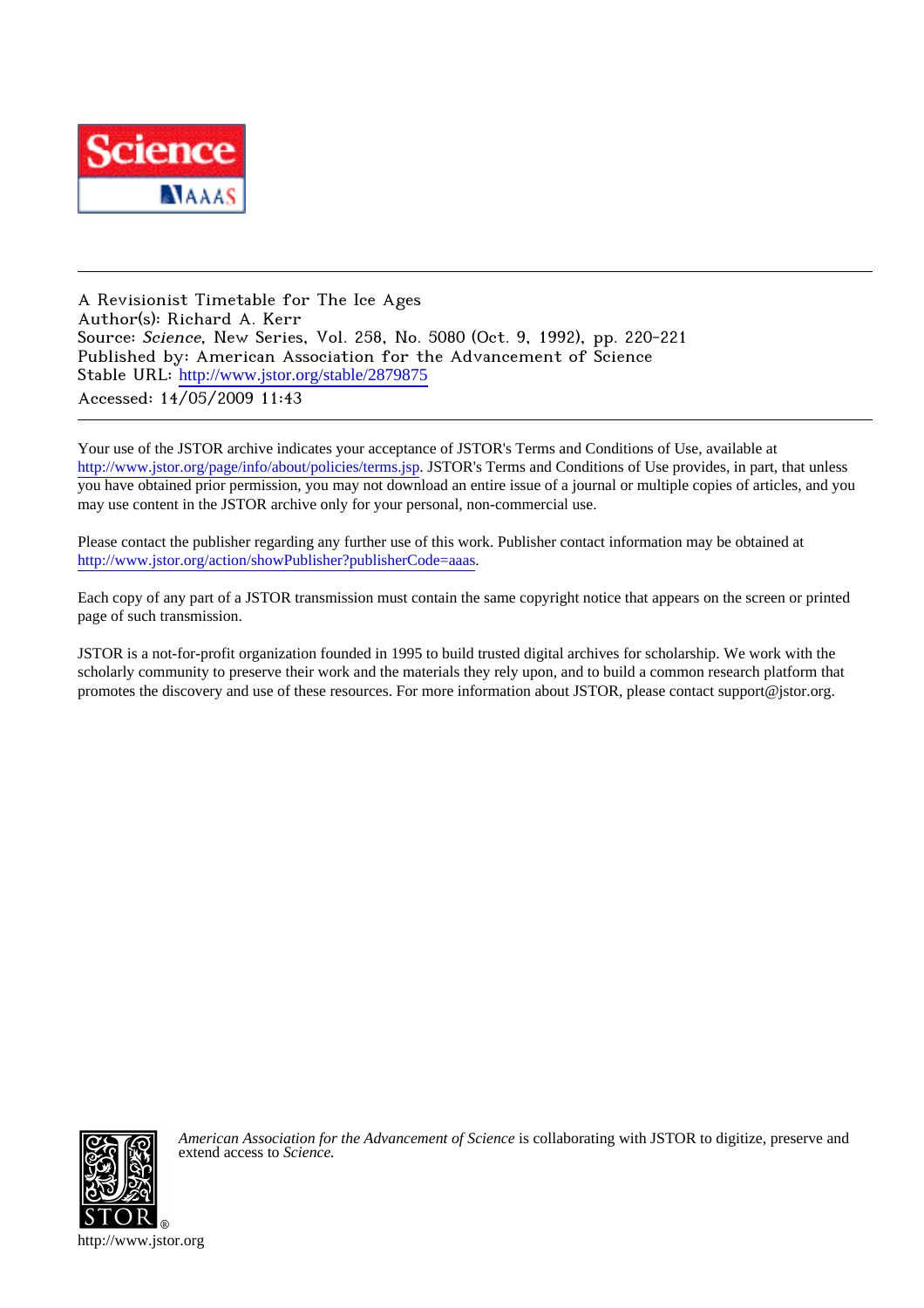A Revisionist Timetable for The Ice Ages
Author(s): Richard A. Kerr
Source: *Science*, New Series, Vol. 258, No. 5080 (Oct. 9, 1992), pp. 220-221
Published by: American Association for the Advancement of Science
Stable URL: http://www.jstor.org/stable/2879875
Accessed: 14/05/2009 11:43

---

Your use of the JSTOR archive indicates your acceptance of JSTOR's Terms and Conditions of Use, available at http://www.jstor.org/page/info/about/policies/terms.jsp. JSTOR's Terms and Conditions of Use provides, in part, that unless you have obtained prior permission, you may not download an entire issue of a journal or multiple copies of articles, and you may use content in the JSTOR archive only for your personal, non-commercial use.

Please contact the publisher regarding any further use of this work. Publisher contact information may be obtained at http://www.jstor.org/action/showPublisher?publisherCode=aaas.

Each copy of any part of a JSTOR transmission must contain the same copyright notice that appears on the screen or printed page of such transmission.

JSTOR is a not-for-profit organization founded in 1995 to build trusted digital archives for scholarship. We work with the scholarly community to preserve their work and the materials they rely upon, and to build a common research platform that promotes the discovery and use of these resources. For more information about JSTOR, please contact support@jstor.org.

*American Association for the Advancement of Science* is collaborating with JSTOR to digitize, preserve and extend access to *Science.*

http://www.jstor.org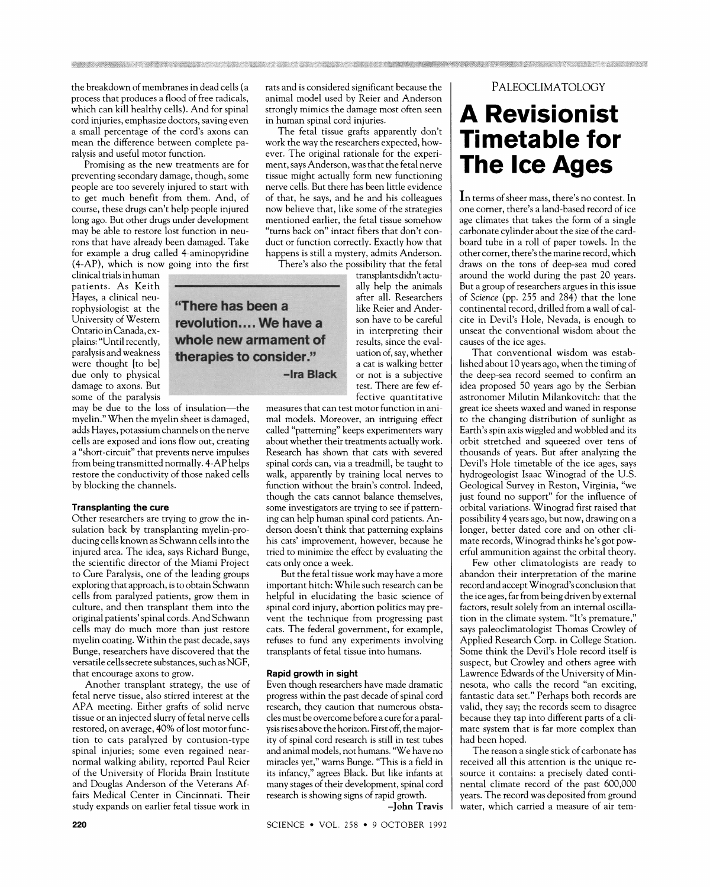the breakdown of membranes in dead cells (a process that produces a flood of free radicals, which can kill healthy cells). And for spinal cord injuries, emphasize doctors, saving even a small percentage of the cord's axons can mean the difference between complete paralysis and useful motor function.

Promising as the new treatments are for preventing secondary damage, though, some people are too severely injured to start with to get much benefit from them. And, of course, these drugs can't help people injured long ago. But other drugs under development may be able to restore lost function in neurons that have already been damaged. Take for example a drug called 4-aminopyridine (4-AP), which is now going into the first clinical trials in human patients. As Keith Hayes, a clinical neurophysiologist at the University of Western Ontario in Canada, explains: "Until recently, paralysis and weakness were thought [to be] due only to physical damage to axons. But some of the paralysis may be due to the loss of insulation—the myelin." When the myelin sheet is damaged, adds Hayes, potassium channels on the nerve cells are exposed and ions flow out, creating a "short-circuit" that prevents nerve impulses from being transmitted normally. 4-AP helps restore the conductivity of those naked cells by blocking the channels.

> **"There has been a revolution.... We have a whole new armament of therapies to consider."**
>
> **–Ira Black**

### Transplanting the cure

Other researchers are trying to grow the insulation back by transplanting myelin-producing cells known as Schwann cells into the injured area. The idea, says Richard Bunge, the scientific director of the Miami Project to Cure Paralysis, one of the leading groups exploring that approach, is to obtain Schwann cells from paralyzed patients, grow them in culture, and then transplant them into the original patients' spinal cords. And Schwann cells may do much more than just restore myelin coating. Within the past decade, says Bunge, researchers have discovered that the versatile cells secrete substances, such as NGF, that encourage axons to grow.

Another transplant strategy, the use of fetal nerve tissue, also stirred interest at the APA meeting. Either grafts of solid nerve tissue or an injected slurry of fetal nerve cells restored, on average, 40% of lost motor function to cats paralyzed by contusion-type spinal injuries; some even regained near-normal walking ability, reported Paul Reier of the University of Florida Brain Institute and Douglas Anderson of the Veterans Affairs Medical Center in Cincinnati. Their study expands on earlier fetal tissue work in rats and is considered significant because the animal model used by Reier and Anderson strongly mimics the damage most often seen in human spinal cord injuries.

The fetal tissue grafts apparently don't work the way the researchers expected, however. The original rationale for the experiment, says Anderson, was that the fetal nerve tissue might actually form new functioning nerve cells. But there has been little evidence of that, he says, and he and his colleagues now believe that, like some of the strategies mentioned earlier, the fetal tissue somehow "turns back on" intact fibers that don't conduct or function correctly. Exactly how that happens is still a mystery, admits Anderson.

There's also the possibility that the fetal transplants didn't actually help the animals after all. Researchers like Reier and Anderson have to be careful in interpreting their results, since the evaluation of, say, whether a cat is walking better or not is a subjective test. There are few effective quantitative measures that can test motor function in animal models. Moreover, an intriguing effect called "patterning" keeps experimenters wary about whether their treatments actually work. Research has shown that cats with severed spinal cords can, via a treadmill, be taught to walk, apparently by training local nerves to function without the brain's control. Indeed, though the cats cannot balance themselves, some investigators are trying to see if patterning can help human spinal cord patients. Anderson doesn't think that patterning explains his cats' improvement, however, because he tried to minimize the effect by evaluating the cats only once a week.

But the fetal tissue work may have a more important hitch: While such research can be helpful in elucidating the basic science of spinal cord injury, abortion politics may prevent the technique from progressing past cats. The federal government, for example, refuses to fund any experiments involving transplants of fetal tissue into humans.

### Rapid growth in sight

Even though researchers have made dramatic progress within the past decade of spinal cord research, they caution that numerous obstacles must be overcome before a cure for a paralysis rises above the horizon. First off, the majority of spinal cord research is still in test tubes and animal models, not humans. "We have no miracles yet," warns Bunge. "This is a field in its infancy," agrees Black. But like infants at many stages of their development, spinal cord research is showing signs of rapid growth.

–**John Travis**

PALEOCLIMATOLOGY

# A Revisionist Timetable for The Ice Ages

In terms of sheer mass, there's no contest. In one corner, there's a land-based record of ice age climates that takes the form of a single carbonate cylinder about the size of the cardboard tube in a roll of paper towels. In the other corner, there's the marine record, which draws on the tons of deep-sea mud cored around the world during the past 20 years. But a group of researchers argues in this issue of *Science* (pp. 255 and 284) that the lone continental record, drilled from a wall of calcite in Devil's Hole, Nevada, is enough to unseat the conventional wisdom about the causes of the ice ages.

That conventional wisdom was established about 10 years ago, when the timing of the deep-sea record seemed to confirm an idea proposed 50 years ago by the Serbian astronomer Milutin Milankovitch: that the great ice sheets waxed and waned in response to the changing distribution of sunlight as Earth's spin axis wiggled and wobbled and its orbit stretched and squeezed over tens of thousands of years. But after analyzing the Devil's Hole timetable of the ice ages, says hydrogeologist Isaac Winograd of the U.S. Geological Survey in Reston, Virginia, "we just found no support" for the influence of orbital variations. Winograd first raised that possibility 4 years ago, but now, drawing on a longer, better dated core and on other climate records, Winograd thinks he's got powerful ammunition against the orbital theory.

Few other climatologists are ready to abandon their interpretation of the marine record and accept Winograd's conclusion that the ice ages, far from being driven by external factors, result solely from an internal oscillation in the climate system. "It's premature," says paleoclimatologist Thomas Crowley of Applied Research Corp. in College Station. Some think the Devil's Hole record itself is suspect, but Crowley and others agree with Lawrence Edwards of the University of Minnesota, who calls the record "an exciting, fantastic data set." Perhaps both records are valid, they say; the records seem to disagree because they tap into different parts of a climate system that is far more complex than had been hoped.

The reason a single stick of carbonate has received all this attention is the unique resource it contains: a precisely dated continental climate record of the past 600,000 years. The record was deposited from ground water, which carried a measure of air tem-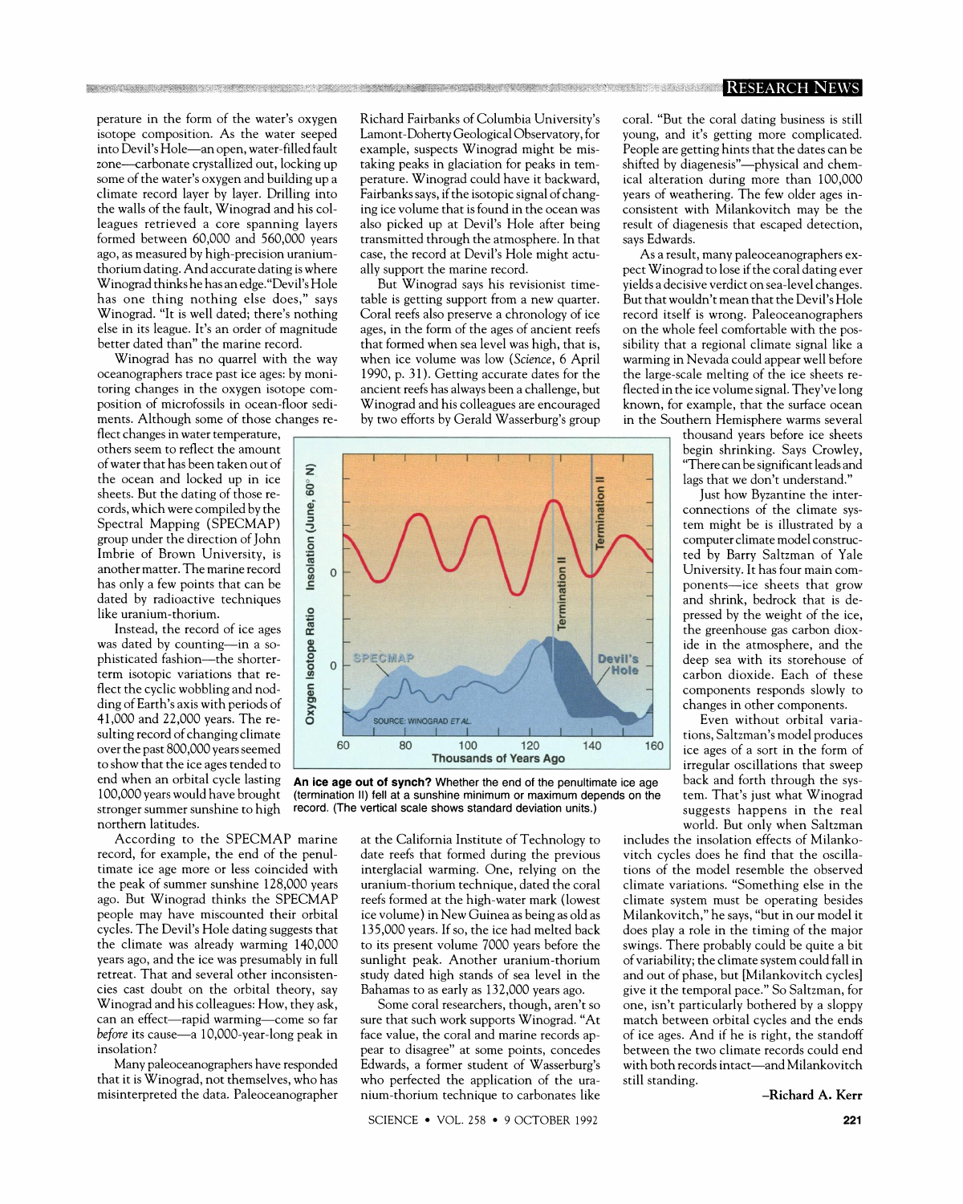perature in the form of the water's oxygen isotope composition. As the water seeped into Devil's Hole—an open, water-filled fault zone—carbonate crystallized out, locking up some of the water's oxygen and building up a climate record layer by layer. Drilling into the walls of the fault, Winograd and his colleagues retrieved a core spanning layers formed between 60,000 and 560,000 years ago, as measured by high-precision uranium-thorium dating. And accurate dating is where Winograd thinks he has an edge. "Devil's Hole has one thing nothing else does," says Winograd. "It is well dated; there's nothing else in its league. It's an order of magnitude better dated than" the marine record.

Winograd has no quarrel with the way oceanographers trace past ice ages: by monitoring changes in the oxygen isotope composition of microfossils in ocean-floor sediments. Although some of those changes reflect changes in water temperature, others seem to reflect the amount of water that has been taken out of the ocean and locked up in ice sheets. But the dating of those records, which were compiled by the Spectral Mapping (SPECMAP) group under the direction of John Imbrie of Brown University, is another matter. The marine record has only a few points that can be dated by radioactive techniques like uranium-thorium.

Instead, the record of ice ages was dated by counting—in a sophisticated fashion—the shorter-term isotopic variations that reflect the cyclic wobbling and nodding of Earth's axis with periods of 41,000 and 22,000 years. The resulting record of changing climate over the past 800,000 years seemed to show that the ice ages tended to end when an orbital cycle lasting 100,000 years would have brought stronger summer sunshine to high northern latitudes.

According to the SPECMAP marine record, for example, the end of the penultimate ice age more or less coincided with the peak of summer sunshine 128,000 years ago. But Winograd thinks the SPECMAP people may have miscounted their orbital cycles. The Devil's Hole dating suggests that the climate was already warming 140,000 years ago, and the ice was presumably in full retreat. That and several other inconsistencies cast doubt on the orbital theory, say Winograd and his colleagues: How, they ask, can an effect—rapid warming—come so far *before* its cause—a 10,000-year-long peak in insolation?

Many paleoceanographers have responded that it is Winograd, not themselves, who has misinterpreted the data. Paleoceanographer Richard Fairbanks of Columbia University's Lamont-Doherty Geological Observatory, for example, suspects Winograd might be mistaking peaks in glaciation for peaks in temperature. Winograd could have it backward, Fairbanks says, if the isotopic signal of changing ice volume that is found in the ocean was also picked up at Devil's Hole after being transmitted through the atmosphere. In that case, the record at Devil's Hole might actually support the marine record.

But Winograd says his revisionist timetable is getting support from a new quarter. Coral reefs also preserve a chronology of ice ages, in the form of the ages of ancient reefs that formed when sea level was high, that is, when ice volume was low (*Science*, 6 April 1990, p. 31). Getting accurate dates for the ancient reefs has always been a challenge, but Winograd and his colleagues are encouraged by two efforts by Gerald Wasserburg's group at the California Institute of Technology to date reefs that formed during the previous interglacial warming. One, relying on the uranium-thorium technique, dated the coral reefs formed at the high-water mark (lowest ice volume) in New Guinea as being as old as 135,000 years. If so, the ice had melted back to its present volume 7000 years before the sunlight peak. Another uranium-thorium study dated high stands of sea level in the Bahamas to as early as 132,000 years ago.

Some coral researchers, though, aren't so sure that such work supports Winograd. "At face value, the coral and marine records appear to disagree" at some points, concedes Edwards, a former student of Wasserburg's who perfected the application of the uranium-thorium technique to carbonates like coral. "But the coral dating business is still young, and it's getting more complicated. People are getting hints that the dates can be shifted by diagenesis"—physical and chemical alteration during more than 100,000 years of weathering. The few older ages inconsistent with Milankovitch may be the result of diagenesis that escaped detection, says Edwards.

As a result, many paleoceanographers expect Winograd to lose if the coral dating ever yields a decisive verdict on sea-level changes. But that wouldn't mean that the Devil's Hole record itself is wrong. Paleoceanographers on the whole feel comfortable with the possibility that a regional climate signal like a warming in Nevada could appear well before the large-scale melting of the ice sheets reflected in the ice volume signal. They've long known, for example, that the surface ocean in the Southern Hemisphere warms several thousand years before ice sheets begin shrinking. Says Crowley, "There can be significant leads and lags that we don't understand."

Just how Byzantine the interconnections of the climate system might be is illustrated by a computer climate model constructed by Barry Saltzman of Yale University. It has four main components—ice sheets that grow and shrink, bedrock that is depressed by the weight of the ice, the greenhouse gas carbon dioxide in the atmosphere, and the deep sea with its storehouse of carbon dioxide. Each of these components responds slowly to changes in other components.

Even without orbital variations, Saltzman's model produces ice ages of a sort in the form of irregular oscillations that sweep back and forth through the system. That's just what Winograd suggests happens in the real world. But only when Saltzman includes the insolation effects of Milankovitch cycles does he find that the oscillations of the model resemble the observed climate variations. "Something else in the climate system must be operating besides Milankovitch," he says, "but in our model it does play a role in the timing of the major swings. There probably could be quite a bit of variability; the climate system could fall in and out of phase, but [Milankovitch cycles] give it the temporal pace." So Saltzman, for one, isn't particularly bothered by a sloppy match between orbital cycles and the ends of ice ages. And if he is right, the standoff between the two climate records could end with both records intact—and Milankovitch still standing.

**–Richard A. Kerr**

Insolation (June, 60° N)
0
Termination II
Termination II
Oxygen Isotope Ratio
0
SPECMAP
Devil's Hole
SOURCE: WINOGRAD *ET AL.*
60 80 100 120 140 160
Thousands of Years Ago

**An ice age out of synch?** Whether the end of the penultimate ice age (termination II) fell at a sunshine minimum or maximum depends on the record. (The vertical scale shows standard deviation units.)